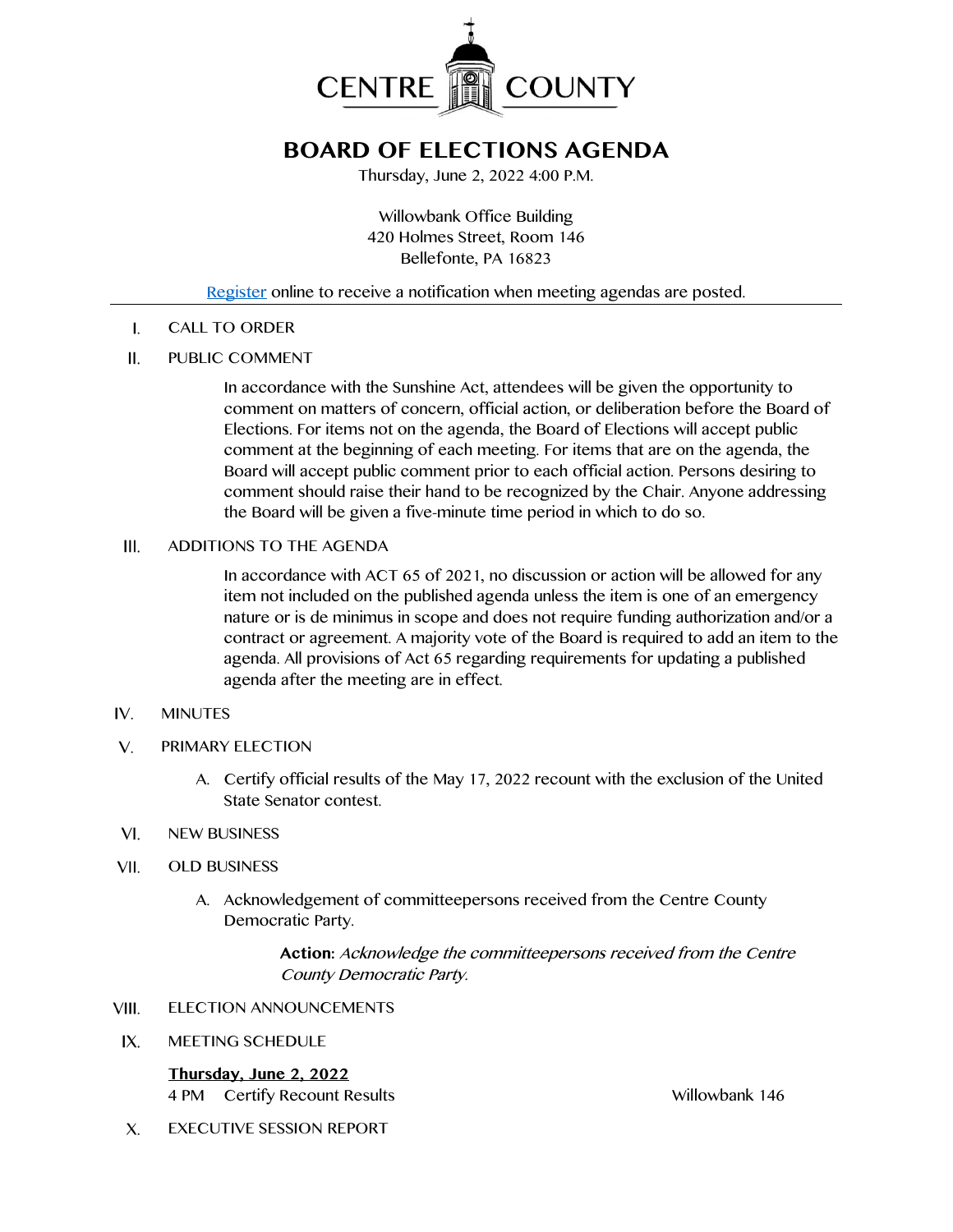CENTRE COUNTY

# BOARD OF ELECTIONS AGENDA

Thursday, June 2, 2022 4:00 P.M.

Willowbank Office Building
420 Holmes Street, Room 146
Bellefonte, PA 16823

Register online to receive a notification when meeting agendas are posted.

---

I. CALL TO ORDER

II. PUBLIC COMMENT

In accordance with the Sunshine Act, attendees will be given the opportunity to comment on matters of concern, official action, or deliberation before the Board of Elections. For items not on the agenda, the Board of Elections will accept public comment at the beginning of each meeting. For items that are on the agenda, the Board will accept public comment prior to each official action. Persons desiring to comment should raise their hand to be recognized by the Chair. Anyone addressing the Board will be given a five-minute time period in which to do so.

III. ADDITIONS TO THE AGENDA

In accordance with ACT 65 of 2021, no discussion or action will be allowed for any item not included on the published agenda unless the item is one of an emergency nature or is de minimus in scope and does not require funding authorization and/or a contract or agreement. A majority vote of the Board is required to add an item to the agenda. All provisions of Act 65 regarding requirements for updating a published agenda after the meeting are in effect.

IV. MINUTES

V. PRIMARY ELECTION

A. Certify official results of the May 17, 2022 recount with the exclusion of the United State Senator contest.

VI. NEW BUSINESS

VII. OLD BUSINESS

A. Acknowledgement of committeepersons received from the Centre County Democratic Party.

**Action:** *Acknowledge the committeepersons received from the Centre County Democratic Party.*

VIII. ELECTION ANNOUNCEMENTS

IX. MEETING SCHEDULE

**Thursday, June 2, 2022**

4 PM Certify Recount Results — Willowbank 146

X. EXECUTIVE SESSION REPORT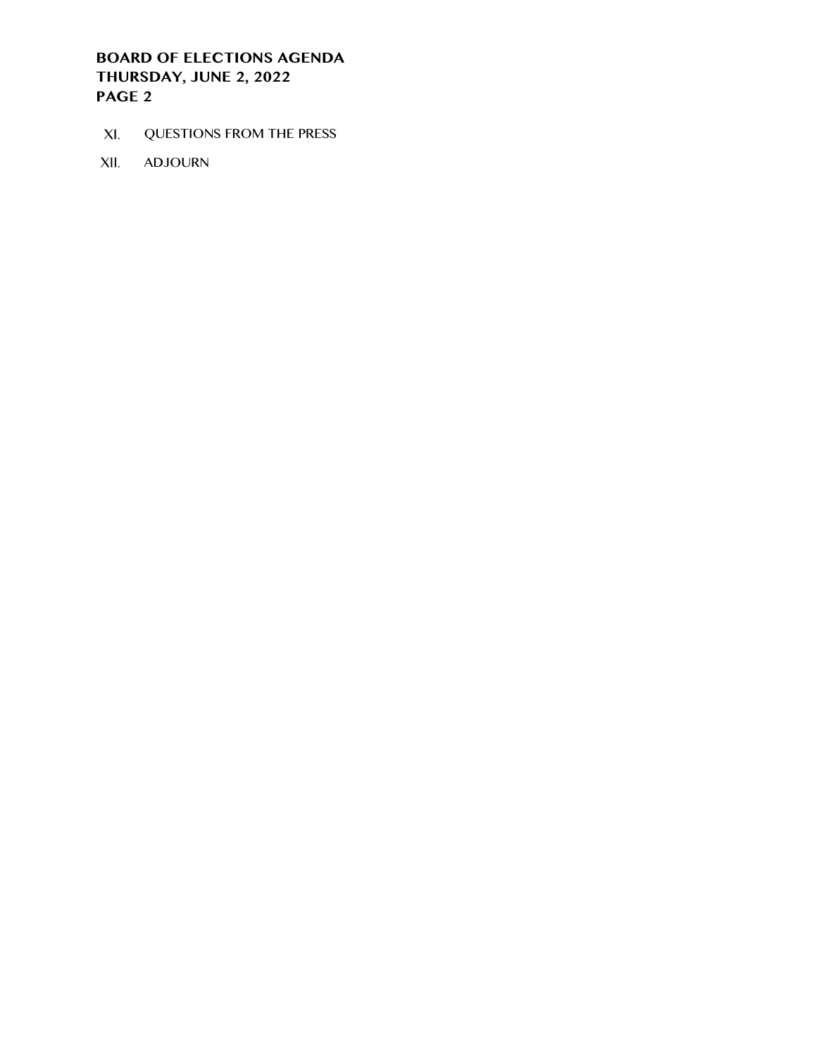XI. QUESTIONS FROM THE PRESS

XII. ADJOURN